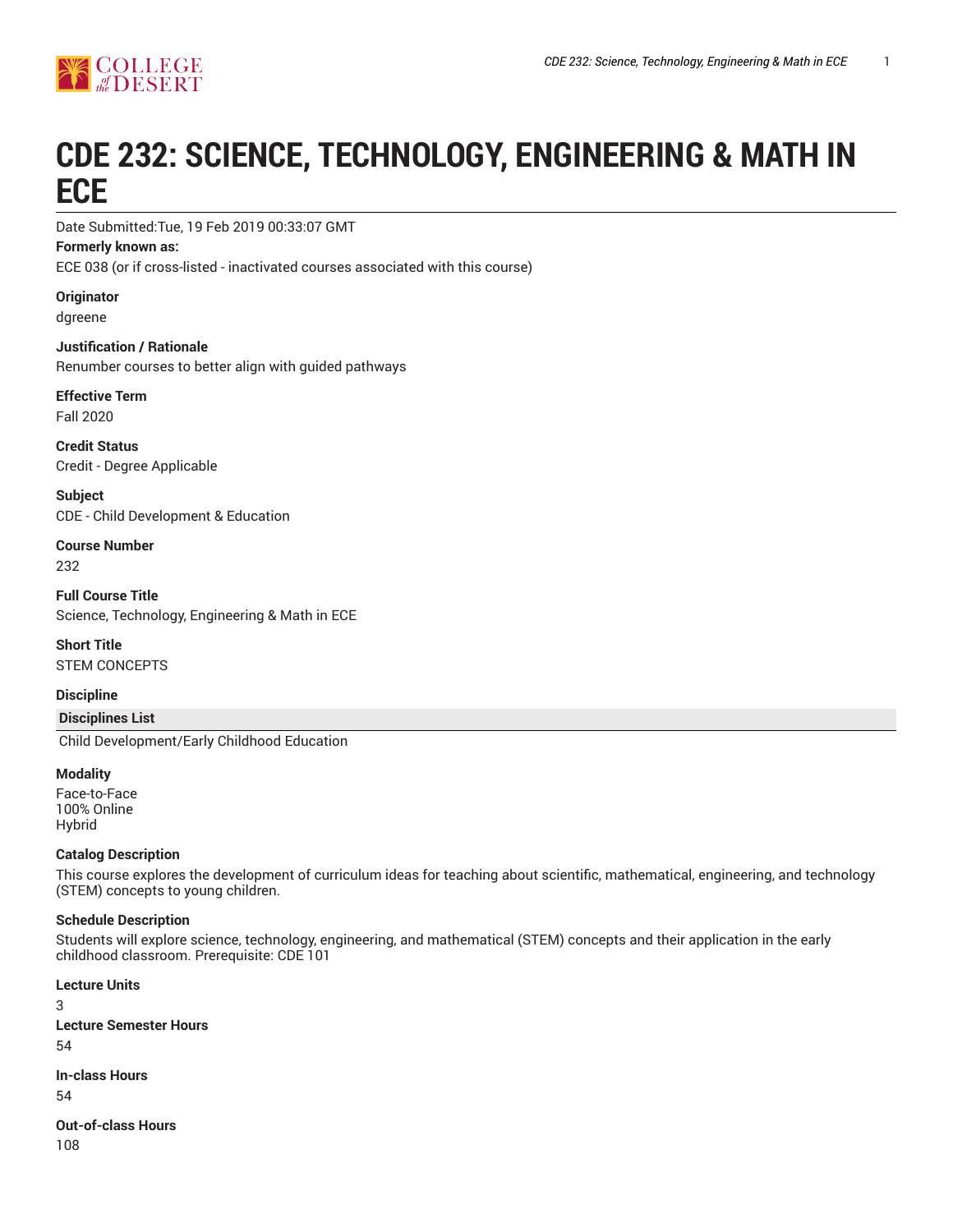# CDE 232: SCIENCE, TECHNOLOGY, ENGINEERING & MATH IN ECE

Date Submitted:Tue, 19 Feb 2019 00:33:07 GMT

**Formerly known as:**

ECE 038 (or if cross-listed - inactivated courses associated with this course)

**Originator**

dgreene

**Justification / Rationale**

Renumber courses to better align with guided pathways

**Effective Term**

Fall 2020

**Credit Status**

Credit - Degree Applicable

**Subject**

CDE - Child Development & Education

**Course Number**

232

**Full Course Title**

Science, Technology, Engineering & Math in ECE

**Short Title**

STEM CONCEPTS

**Discipline**

| Disciplines List |
| --- |
| Child Development/Early Childhood Education |

**Modality**

Face-to-Face
100% Online
Hybrid

**Catalog Description**

This course explores the development of curriculum ideas for teaching about scientific, mathematical, engineering, and technology (STEM) concepts to young children.

**Schedule Description**

Students will explore science, technology, engineering, and mathematical (STEM) concepts and their application in the early childhood classroom. Prerequisite: CDE 101

**Lecture Units**

3

**Lecture Semester Hours**

54

**In-class Hours**

54

**Out-of-class Hours**

108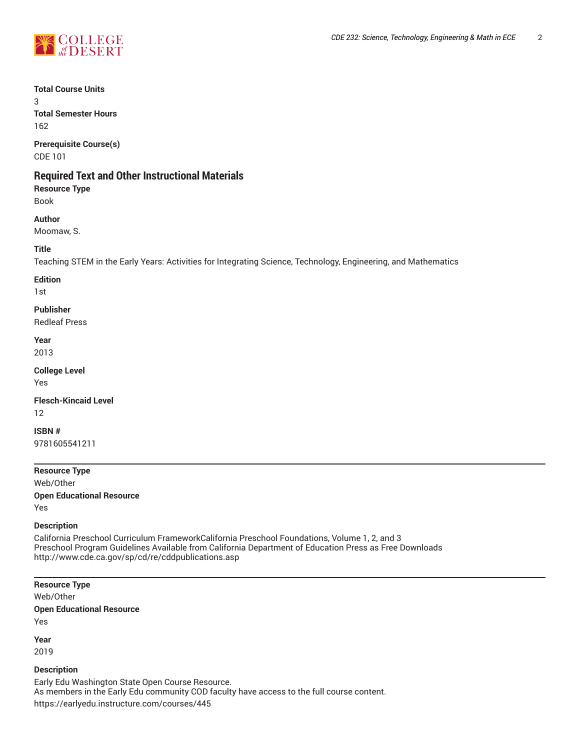**Total Course Units**

3

**Total Semester Hours**

162

**Prerequisite Course(s)**

CDE 101

## Required Text and Other Instructional Materials

**Resource Type**

Book

**Author**

Moomaw, S.

**Title**

Teaching STEM in the Early Years: Activities for Integrating Science, Technology, Engineering, and Mathematics

**Edition**

1st

**Publisher**

Redleaf Press

**Year**

2013

**College Level**

Yes

**Flesch-Kincaid Level**

12

**ISBN #**

9781605541211

---

**Resource Type**

Web/Other

**Open Educational Resource**

Yes

**Description**

California Preschool Curriculum FrameworkCalifornia Preschool Foundations, Volume 1, 2, and 3
Preschool Program Guidelines Available from California Department of Education Press as Free Downloads
http://www.cde.ca.gov/sp/cd/re/cddpublications.asp

---

**Resource Type**

Web/Other

**Open Educational Resource**

Yes

**Year**

2019

**Description**

Early Edu Washington State Open Course Resource.
As members in the Early Edu community COD faculty have access to the full course content.
https://earlyedu.instructure.com/courses/445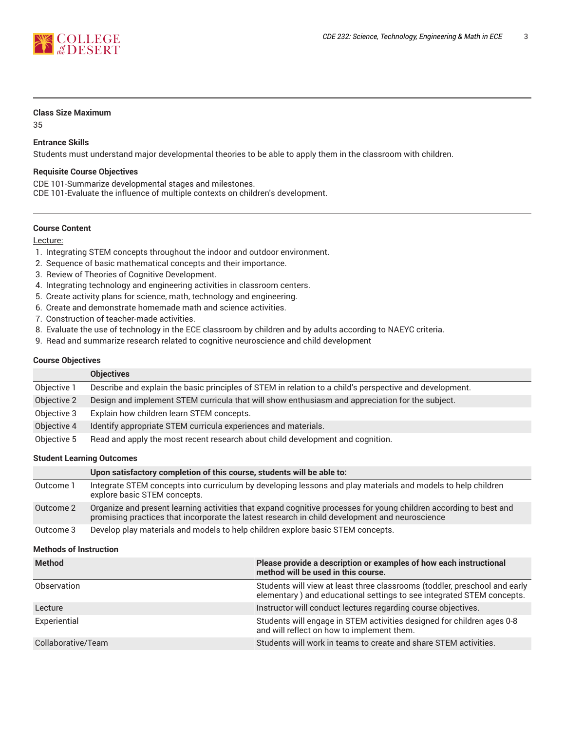### Class Size Maximum

35

### Entrance Skills

Students must understand major developmental theories to be able to apply them in the classroom with children.

### Requisite Course Objectives

CDE 101-Summarize developmental stages and milestones.
CDE 101-Evaluate the influence of multiple contexts on children's development.

### Course Content

Lecture:

1. Integrating STEM concepts throughout the indoor and outdoor environment.
2. Sequence of basic mathematical concepts and their importance.
3. Review of Theories of Cognitive Development.
4. Integrating technology and engineering activities in classroom centers.
5. Create activity plans for science, math, technology and engineering.
6. Create and demonstrate homemade math and science activities.
7. Construction of teacher-made activities.
8. Evaluate the use of technology in the ECE classroom by children and by adults according to NAEYC criteria.
9. Read and summarize research related to cognitive neuroscience and child development

### Course Objectives

| | Objectives |
|---|---|
| Objective 1 | Describe and explain the basic principles of STEM in relation to a child's perspective and development. |
| Objective 2 | Design and implement STEM curricula that will show enthusiasm and appreciation for the subject. |
| Objective 3 | Explain how children learn STEM concepts. |
| Objective 4 | Identify appropriate STEM curricula experiences and materials. |
| Objective 5 | Read and apply the most recent research about child development and cognition. |

### Student Learning Outcomes

| | Upon satisfactory completion of this course, students will be able to: |
|---|---|
| Outcome 1 | Integrate STEM concepts into curriculum by developing lessons and play materials and models to help children explore basic STEM concepts. |
| Outcome 2 | Organize and present learning activities that expand cognitive processes for young children according to best and promising practices that incorporate the latest research in child development and neuroscience |
| Outcome 3 | Develop play materials and models to help children explore basic STEM concepts. |

### Methods of Instruction

| Method | Please provide a description or examples of how each instructional method will be used in this course. |
|---|---|
| Observation | Students will view at least three classrooms (toddler, preschool and early elementary ) and educational settings to see integrated STEM concepts. |
| Lecture | Instructor will conduct lectures regarding course objectives. |
| Experiential | Students will engage in STEM activities designed for children ages 0-8 and will reflect on how to implement them. |
| Collaborative/Team | Students will work in teams to create and share STEM activities. |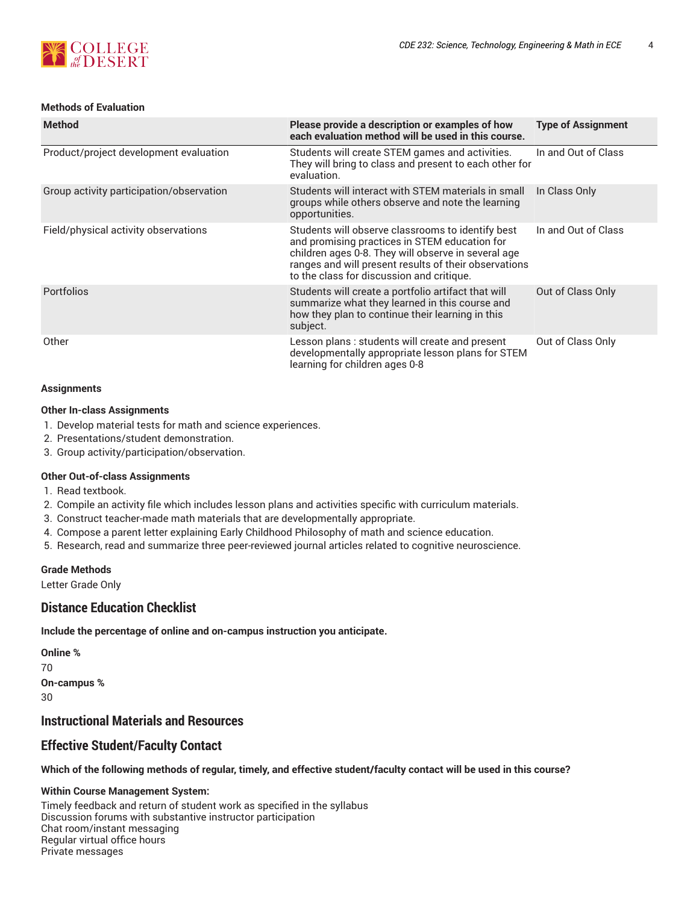### Methods of Evaluation

| Method | Please provide a description or examples of how each evaluation method will be used in this course. | Type of Assignment |
|---|---|---|
| Product/project development evaluation | Students will create STEM games and activities. They will bring to class and present to each other for evaluation. | In and Out of Class |
| Group activity participation/observation | Students will interact with STEM materials in small groups while others observe and note the learning opportunities. | In Class Only |
| Field/physical activity observations | Students will observe classrooms to identify best and promising practices in STEM education for children ages 0-8. They will observe in several age ranges and will present results of their observations to the class for discussion and critique. | In and Out of Class |
| Portfolios | Students will create a portfolio artifact that will summarize what they learned in this course and how they plan to continue their learning in this subject. | Out of Class Only |
| Other | Lesson plans : students will create and present developmentally appropriate lesson plans for STEM learning for children ages 0-8 | Out of Class Only |

### Assignments

**Other In-class Assignments**

1. Develop material tests for math and science experiences.
2. Presentations/student demonstration.
3. Group activity/participation/observation.

**Other Out-of-class Assignments**

1. Read textbook.
2. Compile an activity file which includes lesson plans and activities specific with curriculum materials.
3. Construct teacher-made math materials that are developmentally appropriate.
4. Compose a parent letter explaining Early Childhood Philosophy of math and science education.
5. Research, read and summarize three peer-reviewed journal articles related to cognitive neuroscience.

**Grade Methods**

Letter Grade Only

## Distance Education Checklist

**Include the percentage of online and on-campus instruction you anticipate.**

**Online %**

70

**On-campus %**

30

## Instructional Materials and Resources

## Effective Student/Faculty Contact

**Which of the following methods of regular, timely, and effective student/faculty contact will be used in this course?**

**Within Course Management System:**

Timely feedback and return of student work as specified in the syllabus
Discussion forums with substantive instructor participation
Chat room/instant messaging
Regular virtual office hours
Private messages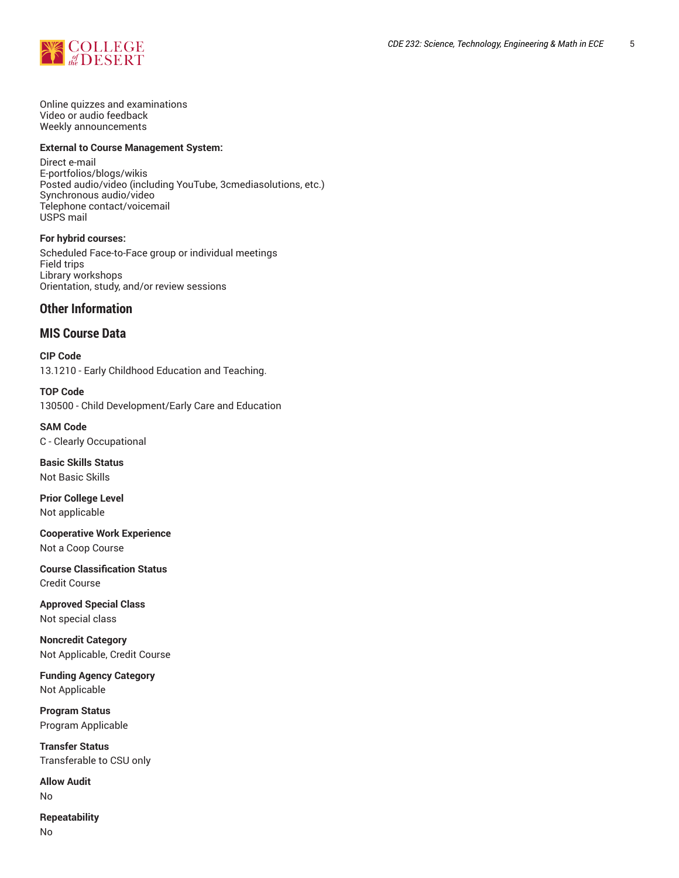Online quizzes and examinations
Video or audio feedback
Weekly announcements

**External to Course Management System:**

Direct e-mail
E-portfolios/blogs/wikis
Posted audio/video (including YouTube, 3cmediasolutions, etc.)
Synchronous audio/video
Telephone contact/voicemail
USPS mail

**For hybrid courses:**

Scheduled Face-to-Face group or individual meetings
Field trips
Library workshops
Orientation, study, and/or review sessions

## Other Information

## MIS Course Data

**CIP Code**
13.1210 - Early Childhood Education and Teaching.

**TOP Code**
130500 - Child Development/Early Care and Education

**SAM Code**
C - Clearly Occupational

**Basic Skills Status**
Not Basic Skills

**Prior College Level**
Not applicable

**Cooperative Work Experience**
Not a Coop Course

**Course Classification Status**
Credit Course

**Approved Special Class**
Not special class

**Noncredit Category**
Not Applicable, Credit Course

**Funding Agency Category**
Not Applicable

**Program Status**
Program Applicable

**Transfer Status**
Transferable to CSU only

**Allow Audit**
No

**Repeatability**
No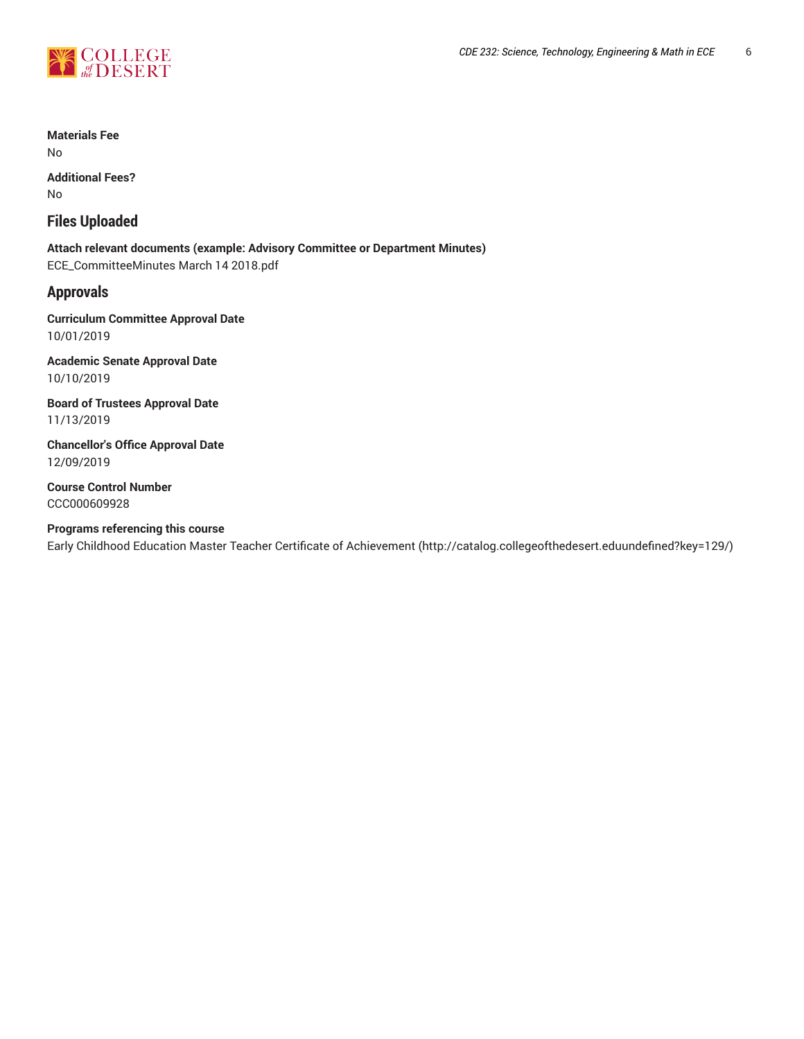**Materials Fee**
No

**Additional Fees?**
No

## Files Uploaded

**Attach relevant documents (example: Advisory Committee or Department Minutes)**
ECE_CommitteeMinutes March 14 2018.pdf

## Approvals

**Curriculum Committee Approval Date**
10/01/2019

**Academic Senate Approval Date**
10/10/2019

**Board of Trustees Approval Date**
11/13/2019

**Chancellor's Office Approval Date**
12/09/2019

**Course Control Number**
CCC000609928

**Programs referencing this course**
Early Childhood Education Master Teacher Certificate of Achievement (http://catalog.collegeofthedesert.eduundefined?key=129/)